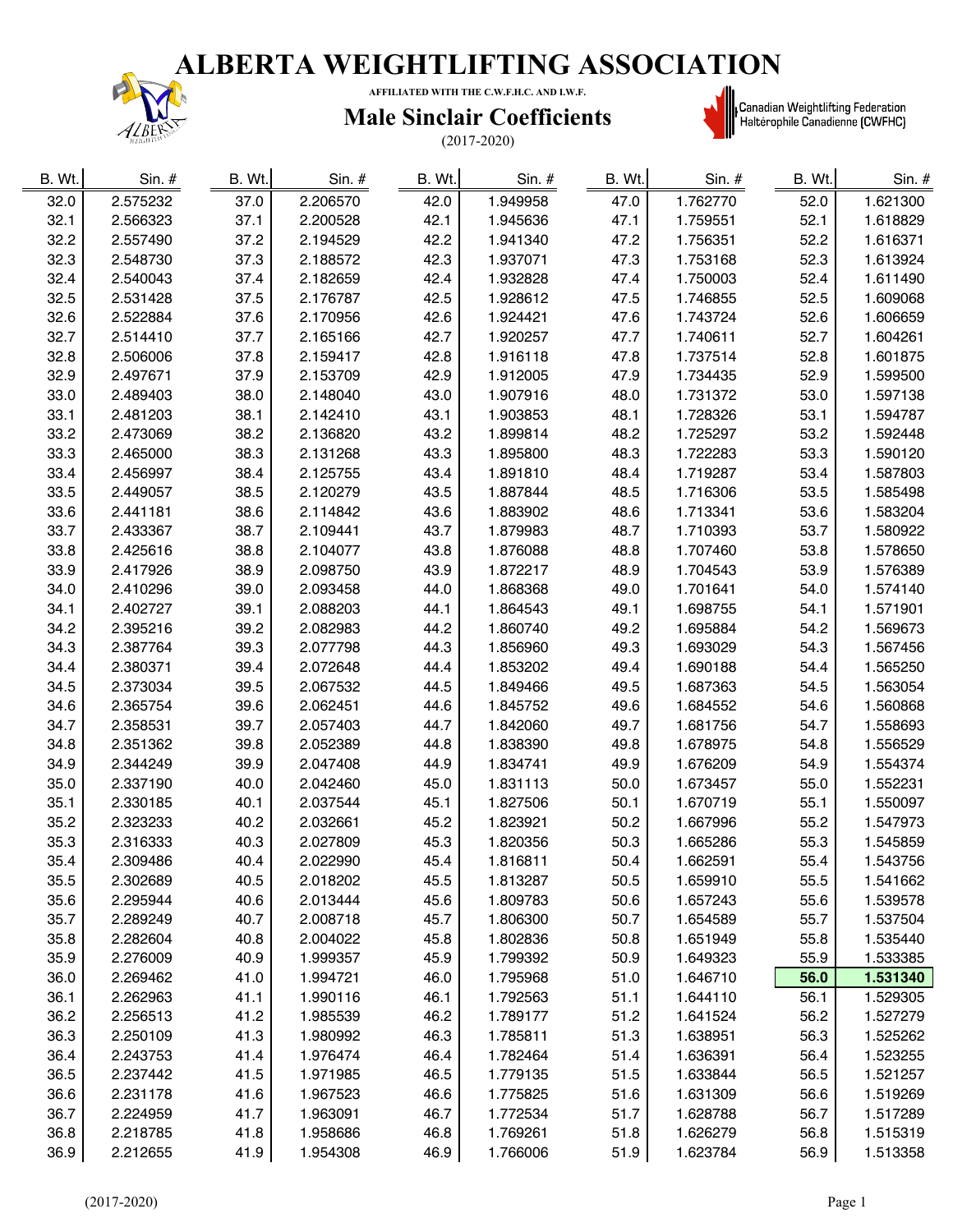# ALBERTA WEIGHTLIFTING ASSOCIATION

AFFILIATED WITH THE C.W.F.H.C. AND I.W.F.

## Male Sinclair Coefficients

(2017-2020)

Canadian Weightlifting Federation
Haltérophile Canadienne (CWFHC)

| B. Wt. | Sin. # | B. Wt. | Sin. # | B. Wt. | Sin. # | B. Wt. | Sin. # | B. Wt. | Sin. # |
|---|---|---|---|---|---|---|---|---|---|
| 32.0 | 2.575232 | 37.0 | 2.206570 | 42.0 | 1.949958 | 47.0 | 1.762770 | 52.0 | 1.621300 |
| 32.1 | 2.566323 | 37.1 | 2.200528 | 42.1 | 1.945636 | 47.1 | 1.759551 | 52.1 | 1.618829 |
| 32.2 | 2.557490 | 37.2 | 2.194529 | 42.2 | 1.941340 | 47.2 | 1.756351 | 52.2 | 1.616371 |
| 32.3 | 2.548730 | 37.3 | 2.188572 | 42.3 | 1.937071 | 47.3 | 1.753168 | 52.3 | 1.613924 |
| 32.4 | 2.540043 | 37.4 | 2.182659 | 42.4 | 1.932828 | 47.4 | 1.750003 | 52.4 | 1.611490 |
| 32.5 | 2.531428 | 37.5 | 2.176787 | 42.5 | 1.928612 | 47.5 | 1.746855 | 52.5 | 1.609068 |
| 32.6 | 2.522884 | 37.6 | 2.170956 | 42.6 | 1.924421 | 47.6 | 1.743724 | 52.6 | 1.606659 |
| 32.7 | 2.514410 | 37.7 | 2.165166 | 42.7 | 1.920257 | 47.7 | 1.740611 | 52.7 | 1.604261 |
| 32.8 | 2.506006 | 37.8 | 2.159417 | 42.8 | 1.916118 | 47.8 | 1.737514 | 52.8 | 1.601875 |
| 32.9 | 2.497671 | 37.9 | 2.153709 | 42.9 | 1.912005 | 47.9 | 1.734435 | 52.9 | 1.599500 |
| 33.0 | 2.489403 | 38.0 | 2.148040 | 43.0 | 1.907916 | 48.0 | 1.731372 | 53.0 | 1.597138 |
| 33.1 | 2.481203 | 38.1 | 2.142410 | 43.1 | 1.903853 | 48.1 | 1.728326 | 53.1 | 1.594787 |
| 33.2 | 2.473069 | 38.2 | 2.136820 | 43.2 | 1.899814 | 48.2 | 1.725297 | 53.2 | 1.592448 |
| 33.3 | 2.465000 | 38.3 | 2.131268 | 43.3 | 1.895800 | 48.3 | 1.722283 | 53.3 | 1.590120 |
| 33.4 | 2.456997 | 38.4 | 2.125755 | 43.4 | 1.891810 | 48.4 | 1.719287 | 53.4 | 1.587803 |
| 33.5 | 2.449057 | 38.5 | 2.120279 | 43.5 | 1.887844 | 48.5 | 1.716306 | 53.5 | 1.585498 |
| 33.6 | 2.441181 | 38.6 | 2.114842 | 43.6 | 1.883902 | 48.6 | 1.713341 | 53.6 | 1.583204 |
| 33.7 | 2.433367 | 38.7 | 2.109441 | 43.7 | 1.879983 | 48.7 | 1.710393 | 53.7 | 1.580922 |
| 33.8 | 2.425616 | 38.8 | 2.104077 | 43.8 | 1.876088 | 48.8 | 1.707460 | 53.8 | 1.578650 |
| 33.9 | 2.417926 | 38.9 | 2.098750 | 43.9 | 1.872217 | 48.9 | 1.704543 | 53.9 | 1.576389 |
| 34.0 | 2.410296 | 39.0 | 2.093458 | 44.0 | 1.868368 | 49.0 | 1.701641 | 54.0 | 1.574140 |
| 34.1 | 2.402727 | 39.1 | 2.088203 | 44.1 | 1.864543 | 49.1 | 1.698755 | 54.1 | 1.571901 |
| 34.2 | 2.395216 | 39.2 | 2.082983 | 44.2 | 1.860740 | 49.2 | 1.695884 | 54.2 | 1.569673 |
| 34.3 | 2.387764 | 39.3 | 2.077798 | 44.3 | 1.856960 | 49.3 | 1.693029 | 54.3 | 1.567456 |
| 34.4 | 2.380371 | 39.4 | 2.072648 | 44.4 | 1.853202 | 49.4 | 1.690188 | 54.4 | 1.565250 |
| 34.5 | 2.373034 | 39.5 | 2.067532 | 44.5 | 1.849466 | 49.5 | 1.687363 | 54.5 | 1.563054 |
| 34.6 | 2.365754 | 39.6 | 2.062451 | 44.6 | 1.845752 | 49.6 | 1.684552 | 54.6 | 1.560868 |
| 34.7 | 2.358531 | 39.7 | 2.057403 | 44.7 | 1.842060 | 49.7 | 1.681756 | 54.7 | 1.558693 |
| 34.8 | 2.351362 | 39.8 | 2.052389 | 44.8 | 1.838390 | 49.8 | 1.678975 | 54.8 | 1.556529 |
| 34.9 | 2.344249 | 39.9 | 2.047408 | 44.9 | 1.834741 | 49.9 | 1.676209 | 54.9 | 1.554374 |
| 35.0 | 2.337190 | 40.0 | 2.042460 | 45.0 | 1.831113 | 50.0 | 1.673457 | 55.0 | 1.552231 |
| 35.1 | 2.330185 | 40.1 | 2.037544 | 45.1 | 1.827506 | 50.1 | 1.670719 | 55.1 | 1.550097 |
| 35.2 | 2.323233 | 40.2 | 2.032661 | 45.2 | 1.823921 | 50.2 | 1.667996 | 55.2 | 1.547973 |
| 35.3 | 2.316333 | 40.3 | 2.027809 | 45.3 | 1.820356 | 50.3 | 1.665286 | 55.3 | 1.545859 |
| 35.4 | 2.309486 | 40.4 | 2.022990 | 45.4 | 1.816811 | 50.4 | 1.662591 | 55.4 | 1.543756 |
| 35.5 | 2.302689 | 40.5 | 2.018202 | 45.5 | 1.813287 | 50.5 | 1.659910 | 55.5 | 1.541662 |
| 35.6 | 2.295944 | 40.6 | 2.013444 | 45.6 | 1.809783 | 50.6 | 1.657243 | 55.6 | 1.539578 |
| 35.7 | 2.289249 | 40.7 | 2.008718 | 45.7 | 1.806300 | 50.7 | 1.654589 | 55.7 | 1.537504 |
| 35.8 | 2.282604 | 40.8 | 2.004022 | 45.8 | 1.802836 | 50.8 | 1.651949 | 55.8 | 1.535440 |
| 35.9 | 2.276009 | 40.9 | 1.999357 | 45.9 | 1.799392 | 50.9 | 1.649323 | 55.9 | 1.533385 |
| 36.0 | 2.269462 | 41.0 | 1.994721 | 46.0 | 1.795968 | 51.0 | 1.646710 | **56.0** | **1.531340** |
| 36.1 | 2.262963 | 41.1 | 1.990116 | 46.1 | 1.792563 | 51.1 | 1.644110 | 56.1 | 1.529305 |
| 36.2 | 2.256513 | 41.2 | 1.985539 | 46.2 | 1.789177 | 51.2 | 1.641524 | 56.2 | 1.527279 |
| 36.3 | 2.250109 | 41.3 | 1.980992 | 46.3 | 1.785811 | 51.3 | 1.638951 | 56.3 | 1.525262 |
| 36.4 | 2.243753 | 41.4 | 1.976474 | 46.4 | 1.782464 | 51.4 | 1.636391 | 56.4 | 1.523255 |
| 36.5 | 2.237442 | 41.5 | 1.971985 | 46.5 | 1.779135 | 51.5 | 1.633844 | 56.5 | 1.521257 |
| 36.6 | 2.231178 | 41.6 | 1.967523 | 46.6 | 1.775825 | 51.6 | 1.631309 | 56.6 | 1.519269 |
| 36.7 | 2.224959 | 41.7 | 1.963091 | 46.7 | 1.772534 | 51.7 | 1.628788 | 56.7 | 1.517289 |
| 36.8 | 2.218785 | 41.8 | 1.958686 | 46.8 | 1.769261 | 51.8 | 1.626279 | 56.8 | 1.515319 |
| 36.9 | 2.212655 | 41.9 | 1.954308 | 46.9 | 1.766006 | 51.9 | 1.623784 | 56.9 | 1.513358 |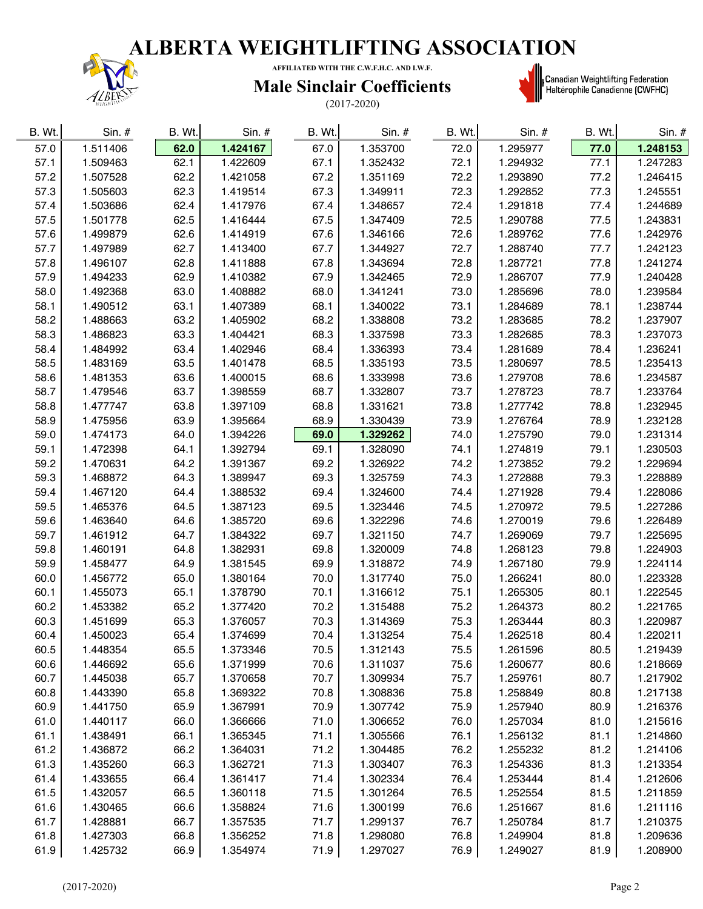# ALBERTA WEIGHTLIFTING ASSOCIATION

AFFILIATED WITH THE C.W.F.H.C. AND I.W.F.

## Male Sinclair Coefficients

(2017-2020)

Canadian Weightlifting Federation
Haltérophile Canadienne (CWFHC)

| B. Wt. | Sin. # | B. Wt. | Sin. # | B. Wt. | Sin. # | B. Wt. | Sin. # | B. Wt. | Sin. # |
|---|---|---|---|---|---|---|---|---|---|
| 57.0 | 1.511406 | **62.0** | **1.424167** | 67.0 | 1.353700 | 72.0 | 1.295977 | **77.0** | **1.248153** |
| 57.1 | 1.509463 | 62.1 | 1.422609 | 67.1 | 1.352432 | 72.1 | 1.294932 | 77.1 | 1.247283 |
| 57.2 | 1.507528 | 62.2 | 1.421058 | 67.2 | 1.351169 | 72.2 | 1.293890 | 77.2 | 1.246415 |
| 57.3 | 1.505603 | 62.3 | 1.419514 | 67.3 | 1.349911 | 72.3 | 1.292852 | 77.3 | 1.245551 |
| 57.4 | 1.503686 | 62.4 | 1.417976 | 67.4 | 1.348657 | 72.4 | 1.291818 | 77.4 | 1.244689 |
| 57.5 | 1.501778 | 62.5 | 1.416444 | 67.5 | 1.347409 | 72.5 | 1.290788 | 77.5 | 1.243831 |
| 57.6 | 1.499879 | 62.6 | 1.414919 | 67.6 | 1.346166 | 72.6 | 1.289762 | 77.6 | 1.242976 |
| 57.7 | 1.497989 | 62.7 | 1.413400 | 67.7 | 1.344927 | 72.7 | 1.288740 | 77.7 | 1.242123 |
| 57.8 | 1.496107 | 62.8 | 1.411888 | 67.8 | 1.343694 | 72.8 | 1.287721 | 77.8 | 1.241274 |
| 57.9 | 1.494233 | 62.9 | 1.410382 | 67.9 | 1.342465 | 72.9 | 1.286707 | 77.9 | 1.240428 |
| 58.0 | 1.492368 | 63.0 | 1.408882 | 68.0 | 1.341241 | 73.0 | 1.285696 | 78.0 | 1.239584 |
| 58.1 | 1.490512 | 63.1 | 1.407389 | 68.1 | 1.340022 | 73.1 | 1.284689 | 78.1 | 1.238744 |
| 58.2 | 1.488663 | 63.2 | 1.405902 | 68.2 | 1.338808 | 73.2 | 1.283685 | 78.2 | 1.237907 |
| 58.3 | 1.486823 | 63.3 | 1.404421 | 68.3 | 1.337598 | 73.3 | 1.282685 | 78.3 | 1.237073 |
| 58.4 | 1.484992 | 63.4 | 1.402946 | 68.4 | 1.336393 | 73.4 | 1.281689 | 78.4 | 1.236241 |
| 58.5 | 1.483169 | 63.5 | 1.401478 | 68.5 | 1.335193 | 73.5 | 1.280697 | 78.5 | 1.235413 |
| 58.6 | 1.481353 | 63.6 | 1.400015 | 68.6 | 1.333998 | 73.6 | 1.279708 | 78.6 | 1.234587 |
| 58.7 | 1.479546 | 63.7 | 1.398559 | 68.7 | 1.332807 | 73.7 | 1.278723 | 78.7 | 1.233764 |
| 58.8 | 1.477747 | 63.8 | 1.397109 | 68.8 | 1.331621 | 73.8 | 1.277742 | 78.8 | 1.232945 |
| 58.9 | 1.475956 | 63.9 | 1.395664 | 68.9 | 1.330439 | 73.9 | 1.276764 | 78.9 | 1.232128 |
| 59.0 | 1.474173 | 64.0 | 1.394226 | **69.0** | **1.329262** | 74.0 | 1.275790 | 79.0 | 1.231314 |
| 59.1 | 1.472398 | 64.1 | 1.392794 | 69.1 | 1.328090 | 74.1 | 1.274819 | 79.1 | 1.230503 |
| 59.2 | 1.470631 | 64.2 | 1.391367 | 69.2 | 1.326922 | 74.2 | 1.273852 | 79.2 | 1.229694 |
| 59.3 | 1.468872 | 64.3 | 1.389947 | 69.3 | 1.325759 | 74.3 | 1.272888 | 79.3 | 1.228889 |
| 59.4 | 1.467120 | 64.4 | 1.388532 | 69.4 | 1.324600 | 74.4 | 1.271928 | 79.4 | 1.228086 |
| 59.5 | 1.465376 | 64.5 | 1.387123 | 69.5 | 1.323446 | 74.5 | 1.270972 | 79.5 | 1.227286 |
| 59.6 | 1.463640 | 64.6 | 1.385720 | 69.6 | 1.322296 | 74.6 | 1.270019 | 79.6 | 1.226489 |
| 59.7 | 1.461912 | 64.7 | 1.384322 | 69.7 | 1.321150 | 74.7 | 1.269069 | 79.7 | 1.225695 |
| 59.8 | 1.460191 | 64.8 | 1.382931 | 69.8 | 1.320009 | 74.8 | 1.268123 | 79.8 | 1.224903 |
| 59.9 | 1.458477 | 64.9 | 1.381545 | 69.9 | 1.318872 | 74.9 | 1.267180 | 79.9 | 1.224114 |
| 60.0 | 1.456772 | 65.0 | 1.380164 | 70.0 | 1.317740 | 75.0 | 1.266241 | 80.0 | 1.223328 |
| 60.1 | 1.455073 | 65.1 | 1.378790 | 70.1 | 1.316612 | 75.1 | 1.265305 | 80.1 | 1.222545 |
| 60.2 | 1.453382 | 65.2 | 1.377420 | 70.2 | 1.315488 | 75.2 | 1.264373 | 80.2 | 1.221765 |
| 60.3 | 1.451699 | 65.3 | 1.376057 | 70.3 | 1.314369 | 75.3 | 1.263444 | 80.3 | 1.220987 |
| 60.4 | 1.450023 | 65.4 | 1.374699 | 70.4 | 1.313254 | 75.4 | 1.262518 | 80.4 | 1.220211 |
| 60.5 | 1.448354 | 65.5 | 1.373346 | 70.5 | 1.312143 | 75.5 | 1.261596 | 80.5 | 1.219439 |
| 60.6 | 1.446692 | 65.6 | 1.371999 | 70.6 | 1.311037 | 75.6 | 1.260677 | 80.6 | 1.218669 |
| 60.7 | 1.445038 | 65.7 | 1.370658 | 70.7 | 1.309934 | 75.7 | 1.259761 | 80.7 | 1.217902 |
| 60.8 | 1.443390 | 65.8 | 1.369322 | 70.8 | 1.308836 | 75.8 | 1.258849 | 80.8 | 1.217138 |
| 60.9 | 1.441750 | 65.9 | 1.367991 | 70.9 | 1.307742 | 75.9 | 1.257940 | 80.9 | 1.216376 |
| 61.0 | 1.440117 | 66.0 | 1.366666 | 71.0 | 1.306652 | 76.0 | 1.257034 | 81.0 | 1.215616 |
| 61.1 | 1.438491 | 66.1 | 1.365345 | 71.1 | 1.305566 | 76.1 | 1.256132 | 81.1 | 1.214860 |
| 61.2 | 1.436872 | 66.2 | 1.364031 | 71.2 | 1.304485 | 76.2 | 1.255232 | 81.2 | 1.214106 |
| 61.3 | 1.435260 | 66.3 | 1.362721 | 71.3 | 1.303407 | 76.3 | 1.254336 | 81.3 | 1.213354 |
| 61.4 | 1.433655 | 66.4 | 1.361417 | 71.4 | 1.302334 | 76.4 | 1.253444 | 81.4 | 1.212606 |
| 61.5 | 1.432057 | 66.5 | 1.360118 | 71.5 | 1.301264 | 76.5 | 1.252554 | 81.5 | 1.211859 |
| 61.6 | 1.430465 | 66.6 | 1.358824 | 71.6 | 1.300199 | 76.6 | 1.251667 | 81.6 | 1.211116 |
| 61.7 | 1.428881 | 66.7 | 1.357535 | 71.7 | 1.299137 | 76.7 | 1.250784 | 81.7 | 1.210375 |
| 61.8 | 1.427303 | 66.8 | 1.356252 | 71.8 | 1.298080 | 76.8 | 1.249904 | 81.8 | 1.209636 |
| 61.9 | 1.425732 | 66.9 | 1.354974 | 71.9 | 1.297027 | 76.9 | 1.249027 | 81.9 | 1.208900 |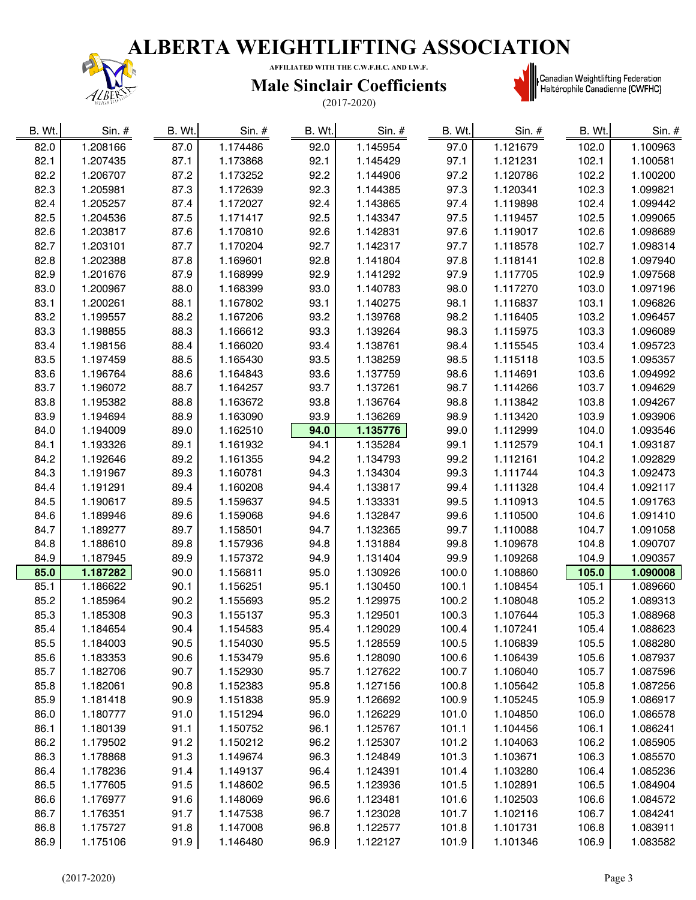# ALBERTA WEIGHTLIFTING ASSOCIATION

AFFILIATED WITH THE C.W.F.H.C. AND I.W.F.

## Male Sinclair Coefficients

(2017-2020)

Canadian Weightlifting Federation Haltérophile Canadienne (CWFHC)

| B. Wt. | Sin. # | B. Wt. | Sin. # | B. Wt. | Sin. # | B. Wt. | Sin. # | B. Wt. | Sin. # |
|---|---|---|---|---|---|---|---|---|---|
| 82.0 | 1.208166 | 87.0 | 1.174486 | 92.0 | 1.145954 | 97.0 | 1.121679 | 102.0 | 1.100963 |
| 82.1 | 1.207435 | 87.1 | 1.173868 | 92.1 | 1.145429 | 97.1 | 1.121231 | 102.1 | 1.100581 |
| 82.2 | 1.206707 | 87.2 | 1.173252 | 92.2 | 1.144906 | 97.2 | 1.120786 | 102.2 | 1.100200 |
| 82.3 | 1.205981 | 87.3 | 1.172639 | 92.3 | 1.144385 | 97.3 | 1.120341 | 102.3 | 1.099821 |
| 82.4 | 1.205257 | 87.4 | 1.172027 | 92.4 | 1.143865 | 97.4 | 1.119898 | 102.4 | 1.099442 |
| 82.5 | 1.204536 | 87.5 | 1.171417 | 92.5 | 1.143347 | 97.5 | 1.119457 | 102.5 | 1.099065 |
| 82.6 | 1.203817 | 87.6 | 1.170810 | 92.6 | 1.142831 | 97.6 | 1.119017 | 102.6 | 1.098689 |
| 82.7 | 1.203101 | 87.7 | 1.170204 | 92.7 | 1.142317 | 97.7 | 1.118578 | 102.7 | 1.098314 |
| 82.8 | 1.202388 | 87.8 | 1.169601 | 92.8 | 1.141804 | 97.8 | 1.118141 | 102.8 | 1.097940 |
| 82.9 | 1.201676 | 87.9 | 1.168999 | 92.9 | 1.141292 | 97.9 | 1.117705 | 102.9 | 1.097568 |
| 83.0 | 1.200967 | 88.0 | 1.168399 | 93.0 | 1.140783 | 98.0 | 1.117270 | 103.0 | 1.097196 |
| 83.1 | 1.200261 | 88.1 | 1.167802 | 93.1 | 1.140275 | 98.1 | 1.116837 | 103.1 | 1.096826 |
| 83.2 | 1.199557 | 88.2 | 1.167206 | 93.2 | 1.139768 | 98.2 | 1.116405 | 103.2 | 1.096457 |
| 83.3 | 1.198855 | 88.3 | 1.166612 | 93.3 | 1.139264 | 98.3 | 1.115975 | 103.3 | 1.096089 |
| 83.4 | 1.198156 | 88.4 | 1.166020 | 93.4 | 1.138761 | 98.4 | 1.115545 | 103.4 | 1.095723 |
| 83.5 | 1.197459 | 88.5 | 1.165430 | 93.5 | 1.138259 | 98.5 | 1.115118 | 103.5 | 1.095357 |
| 83.6 | 1.196764 | 88.6 | 1.164843 | 93.6 | 1.137759 | 98.6 | 1.114691 | 103.6 | 1.094992 |
| 83.7 | 1.196072 | 88.7 | 1.164257 | 93.7 | 1.137261 | 98.7 | 1.114266 | 103.7 | 1.094629 |
| 83.8 | 1.195382 | 88.8 | 1.163672 | 93.8 | 1.136764 | 98.8 | 1.113842 | 103.8 | 1.094267 |
| 83.9 | 1.194694 | 88.9 | 1.163090 | 93.9 | 1.136269 | 98.9 | 1.113420 | 103.9 | 1.093906 |
| 84.0 | 1.194009 | 89.0 | 1.162510 | **94.0** | **1.135776** | 99.0 | 1.112999 | 104.0 | 1.093546 |
| 84.1 | 1.193326 | 89.1 | 1.161932 | 94.1 | 1.135284 | 99.1 | 1.112579 | 104.1 | 1.093187 |
| 84.2 | 1.192646 | 89.2 | 1.161355 | 94.2 | 1.134793 | 99.2 | 1.112161 | 104.2 | 1.092829 |
| 84.3 | 1.191967 | 89.3 | 1.160781 | 94.3 | 1.134304 | 99.3 | 1.111744 | 104.3 | 1.092473 |
| 84.4 | 1.191291 | 89.4 | 1.160208 | 94.4 | 1.133817 | 99.4 | 1.111328 | 104.4 | 1.092117 |
| 84.5 | 1.190617 | 89.5 | 1.159637 | 94.5 | 1.133331 | 99.5 | 1.110913 | 104.5 | 1.091763 |
| 84.6 | 1.189946 | 89.6 | 1.159068 | 94.6 | 1.132847 | 99.6 | 1.110500 | 104.6 | 1.091410 |
| 84.7 | 1.189277 | 89.7 | 1.158501 | 94.7 | 1.132365 | 99.7 | 1.110088 | 104.7 | 1.091058 |
| 84.8 | 1.188610 | 89.8 | 1.157936 | 94.8 | 1.131884 | 99.8 | 1.109678 | 104.8 | 1.090707 |
| 84.9 | 1.187945 | 89.9 | 1.157372 | 94.9 | 1.131404 | 99.9 | 1.109268 | 104.9 | 1.090357 |
| **85.0** | **1.187282** | 90.0 | 1.156811 | 95.0 | 1.130926 | 100.0 | 1.108860 | **105.0** | **1.090008** |
| 85.1 | 1.186622 | 90.1 | 1.156251 | 95.1 | 1.130450 | 100.1 | 1.108454 | 105.1 | 1.089660 |
| 85.2 | 1.185964 | 90.2 | 1.155693 | 95.2 | 1.129975 | 100.2 | 1.108048 | 105.2 | 1.089313 |
| 85.3 | 1.185308 | 90.3 | 1.155137 | 95.3 | 1.129501 | 100.3 | 1.107644 | 105.3 | 1.088968 |
| 85.4 | 1.184654 | 90.4 | 1.154583 | 95.4 | 1.129029 | 100.4 | 1.107241 | 105.4 | 1.088623 |
| 85.5 | 1.184003 | 90.5 | 1.154030 | 95.5 | 1.128559 | 100.5 | 1.106839 | 105.5 | 1.088280 |
| 85.6 | 1.183353 | 90.6 | 1.153479 | 95.6 | 1.128090 | 100.6 | 1.106439 | 105.6 | 1.087937 |
| 85.7 | 1.182706 | 90.7 | 1.152930 | 95.7 | 1.127622 | 100.7 | 1.106040 | 105.7 | 1.087596 |
| 85.8 | 1.182061 | 90.8 | 1.152383 | 95.8 | 1.127156 | 100.8 | 1.105642 | 105.8 | 1.087256 |
| 85.9 | 1.181418 | 90.9 | 1.151838 | 95.9 | 1.126692 | 100.9 | 1.105245 | 105.9 | 1.086917 |
| 86.0 | 1.180777 | 91.0 | 1.151294 | 96.0 | 1.126229 | 101.0 | 1.104850 | 106.0 | 1.086578 |
| 86.1 | 1.180139 | 91.1 | 1.150752 | 96.1 | 1.125767 | 101.1 | 1.104456 | 106.1 | 1.086241 |
| 86.2 | 1.179502 | 91.2 | 1.150212 | 96.2 | 1.125307 | 101.2 | 1.104063 | 106.2 | 1.085905 |
| 86.3 | 1.178868 | 91.3 | 1.149674 | 96.3 | 1.124849 | 101.3 | 1.103671 | 106.3 | 1.085570 |
| 86.4 | 1.178236 | 91.4 | 1.149137 | 96.4 | 1.124391 | 101.4 | 1.103280 | 106.4 | 1.085236 |
| 86.5 | 1.177605 | 91.5 | 1.148602 | 96.5 | 1.123936 | 101.5 | 1.102891 | 106.5 | 1.084904 |
| 86.6 | 1.176977 | 91.6 | 1.148069 | 96.6 | 1.123481 | 101.6 | 1.102503 | 106.6 | 1.084572 |
| 86.7 | 1.176351 | 91.7 | 1.147538 | 96.7 | 1.123028 | 101.7 | 1.102116 | 106.7 | 1.084241 |
| 86.8 | 1.175727 | 91.8 | 1.147008 | 96.8 | 1.122577 | 101.8 | 1.101731 | 106.8 | 1.083911 |
| 86.9 | 1.175106 | 91.9 | 1.146480 | 96.9 | 1.122127 | 101.9 | 1.101346 | 106.9 | 1.083582 |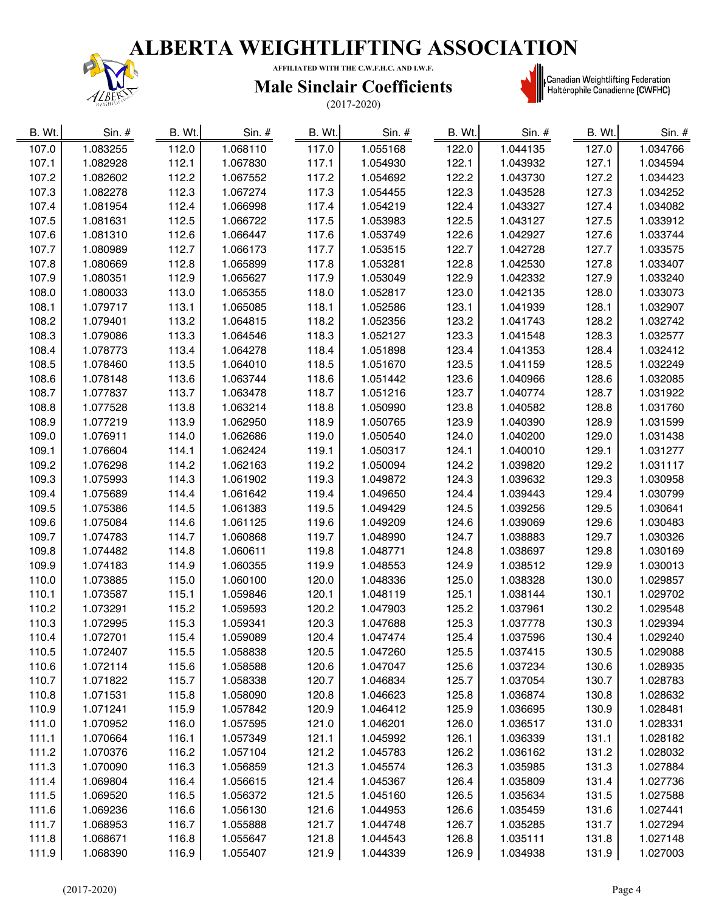# ALBERTA WEIGHTLIFTING ASSOCIATION

AFFILIATED WITH THE C.W.F.H.C. AND I.W.F.

## Male Sinclair Coefficients

(2017-2020)

Canadian Weightlifting Federation Haltérophile Canadienne (CWFHC)

| B. Wt. | Sin. # | B. Wt. | Sin. # | B. Wt. | Sin. # | B. Wt. | Sin. # | B. Wt. | Sin. # |
|---|---|---|---|---|---|---|---|---|---|
| 107.0 | 1.083255 | 112.0 | 1.068110 | 117.0 | 1.055168 | 122.0 | 1.044135 | 127.0 | 1.034766 |
| 107.1 | 1.082928 | 112.1 | 1.067830 | 117.1 | 1.054930 | 122.1 | 1.043932 | 127.1 | 1.034594 |
| 107.2 | 1.082602 | 112.2 | 1.067552 | 117.2 | 1.054692 | 122.2 | 1.043730 | 127.2 | 1.034423 |
| 107.3 | 1.082278 | 112.3 | 1.067274 | 117.3 | 1.054455 | 122.3 | 1.043528 | 127.3 | 1.034252 |
| 107.4 | 1.081954 | 112.4 | 1.066998 | 117.4 | 1.054219 | 122.4 | 1.043327 | 127.4 | 1.034082 |
| 107.5 | 1.081631 | 112.5 | 1.066722 | 117.5 | 1.053983 | 122.5 | 1.043127 | 127.5 | 1.033912 |
| 107.6 | 1.081310 | 112.6 | 1.066447 | 117.6 | 1.053749 | 122.6 | 1.042927 | 127.6 | 1.033744 |
| 107.7 | 1.080989 | 112.7 | 1.066173 | 117.7 | 1.053515 | 122.7 | 1.042728 | 127.7 | 1.033575 |
| 107.8 | 1.080669 | 112.8 | 1.065899 | 117.8 | 1.053281 | 122.8 | 1.042530 | 127.8 | 1.033407 |
| 107.9 | 1.080351 | 112.9 | 1.065627 | 117.9 | 1.053049 | 122.9 | 1.042332 | 127.9 | 1.033240 |
| 108.0 | 1.080033 | 113.0 | 1.065355 | 118.0 | 1.052817 | 123.0 | 1.042135 | 128.0 | 1.033073 |
| 108.1 | 1.079717 | 113.1 | 1.065085 | 118.1 | 1.052586 | 123.1 | 1.041939 | 128.1 | 1.032907 |
| 108.2 | 1.079401 | 113.2 | 1.064815 | 118.2 | 1.052356 | 123.2 | 1.041743 | 128.2 | 1.032742 |
| 108.3 | 1.079086 | 113.3 | 1.064546 | 118.3 | 1.052127 | 123.3 | 1.041548 | 128.3 | 1.032577 |
| 108.4 | 1.078773 | 113.4 | 1.064278 | 118.4 | 1.051898 | 123.4 | 1.041353 | 128.4 | 1.032412 |
| 108.5 | 1.078460 | 113.5 | 1.064010 | 118.5 | 1.051670 | 123.5 | 1.041159 | 128.5 | 1.032249 |
| 108.6 | 1.078148 | 113.6 | 1.063744 | 118.6 | 1.051442 | 123.6 | 1.040966 | 128.6 | 1.032085 |
| 108.7 | 1.077837 | 113.7 | 1.063478 | 118.7 | 1.051216 | 123.7 | 1.040774 | 128.7 | 1.031922 |
| 108.8 | 1.077528 | 113.8 | 1.063214 | 118.8 | 1.050990 | 123.8 | 1.040582 | 128.8 | 1.031760 |
| 108.9 | 1.077219 | 113.9 | 1.062950 | 118.9 | 1.050765 | 123.9 | 1.040390 | 128.9 | 1.031599 |
| 109.0 | 1.076911 | 114.0 | 1.062686 | 119.0 | 1.050540 | 124.0 | 1.040200 | 129.0 | 1.031438 |
| 109.1 | 1.076604 | 114.1 | 1.062424 | 119.1 | 1.050317 | 124.1 | 1.040010 | 129.1 | 1.031277 |
| 109.2 | 1.076298 | 114.2 | 1.062163 | 119.2 | 1.050094 | 124.2 | 1.039820 | 129.2 | 1.031117 |
| 109.3 | 1.075993 | 114.3 | 1.061902 | 119.3 | 1.049872 | 124.3 | 1.039632 | 129.3 | 1.030958 |
| 109.4 | 1.075689 | 114.4 | 1.061642 | 119.4 | 1.049650 | 124.4 | 1.039443 | 129.4 | 1.030799 |
| 109.5 | 1.075386 | 114.5 | 1.061383 | 119.5 | 1.049429 | 124.5 | 1.039256 | 129.5 | 1.030641 |
| 109.6 | 1.075084 | 114.6 | 1.061125 | 119.6 | 1.049209 | 124.6 | 1.039069 | 129.6 | 1.030483 |
| 109.7 | 1.074783 | 114.7 | 1.060868 | 119.7 | 1.048990 | 124.7 | 1.038883 | 129.7 | 1.030326 |
| 109.8 | 1.074482 | 114.8 | 1.060611 | 119.8 | 1.048771 | 124.8 | 1.038697 | 129.8 | 1.030169 |
| 109.9 | 1.074183 | 114.9 | 1.060355 | 119.9 | 1.048553 | 124.9 | 1.038512 | 129.9 | 1.030013 |
| 110.0 | 1.073885 | 115.0 | 1.060100 | 120.0 | 1.048336 | 125.0 | 1.038328 | 130.0 | 1.029857 |
| 110.1 | 1.073587 | 115.1 | 1.059846 | 120.1 | 1.048119 | 125.1 | 1.038144 | 130.1 | 1.029702 |
| 110.2 | 1.073291 | 115.2 | 1.059593 | 120.2 | 1.047903 | 125.2 | 1.037961 | 130.2 | 1.029548 |
| 110.3 | 1.072995 | 115.3 | 1.059341 | 120.3 | 1.047688 | 125.3 | 1.037778 | 130.3 | 1.029394 |
| 110.4 | 1.072701 | 115.4 | 1.059089 | 120.4 | 1.047474 | 125.4 | 1.037596 | 130.4 | 1.029240 |
| 110.5 | 1.072407 | 115.5 | 1.058838 | 120.5 | 1.047260 | 125.5 | 1.037415 | 130.5 | 1.029088 |
| 110.6 | 1.072114 | 115.6 | 1.058588 | 120.6 | 1.047047 | 125.6 | 1.037234 | 130.6 | 1.028935 |
| 110.7 | 1.071822 | 115.7 | 1.058338 | 120.7 | 1.046834 | 125.7 | 1.037054 | 130.7 | 1.028783 |
| 110.8 | 1.071531 | 115.8 | 1.058090 | 120.8 | 1.046623 | 125.8 | 1.036874 | 130.8 | 1.028632 |
| 110.9 | 1.071241 | 115.9 | 1.057842 | 120.9 | 1.046412 | 125.9 | 1.036695 | 130.9 | 1.028481 |
| 111.0 | 1.070952 | 116.0 | 1.057595 | 121.0 | 1.046201 | 126.0 | 1.036517 | 131.0 | 1.028331 |
| 111.1 | 1.070664 | 116.1 | 1.057349 | 121.1 | 1.045992 | 126.1 | 1.036339 | 131.1 | 1.028182 |
| 111.2 | 1.070376 | 116.2 | 1.057104 | 121.2 | 1.045783 | 126.2 | 1.036162 | 131.2 | 1.028032 |
| 111.3 | 1.070090 | 116.3 | 1.056859 | 121.3 | 1.045574 | 126.3 | 1.035985 | 131.3 | 1.027884 |
| 111.4 | 1.069804 | 116.4 | 1.056615 | 121.4 | 1.045367 | 126.4 | 1.035809 | 131.4 | 1.027736 |
| 111.5 | 1.069520 | 116.5 | 1.056372 | 121.5 | 1.045160 | 126.5 | 1.035634 | 131.5 | 1.027588 |
| 111.6 | 1.069236 | 116.6 | 1.056130 | 121.6 | 1.044953 | 126.6 | 1.035459 | 131.6 | 1.027441 |
| 111.7 | 1.068953 | 116.7 | 1.055888 | 121.7 | 1.044748 | 126.7 | 1.035285 | 131.7 | 1.027294 |
| 111.8 | 1.068671 | 116.8 | 1.055647 | 121.8 | 1.044543 | 126.8 | 1.035111 | 131.8 | 1.027148 |
| 111.9 | 1.068390 | 116.9 | 1.055407 | 121.9 | 1.044339 | 126.9 | 1.034938 | 131.9 | 1.027003 |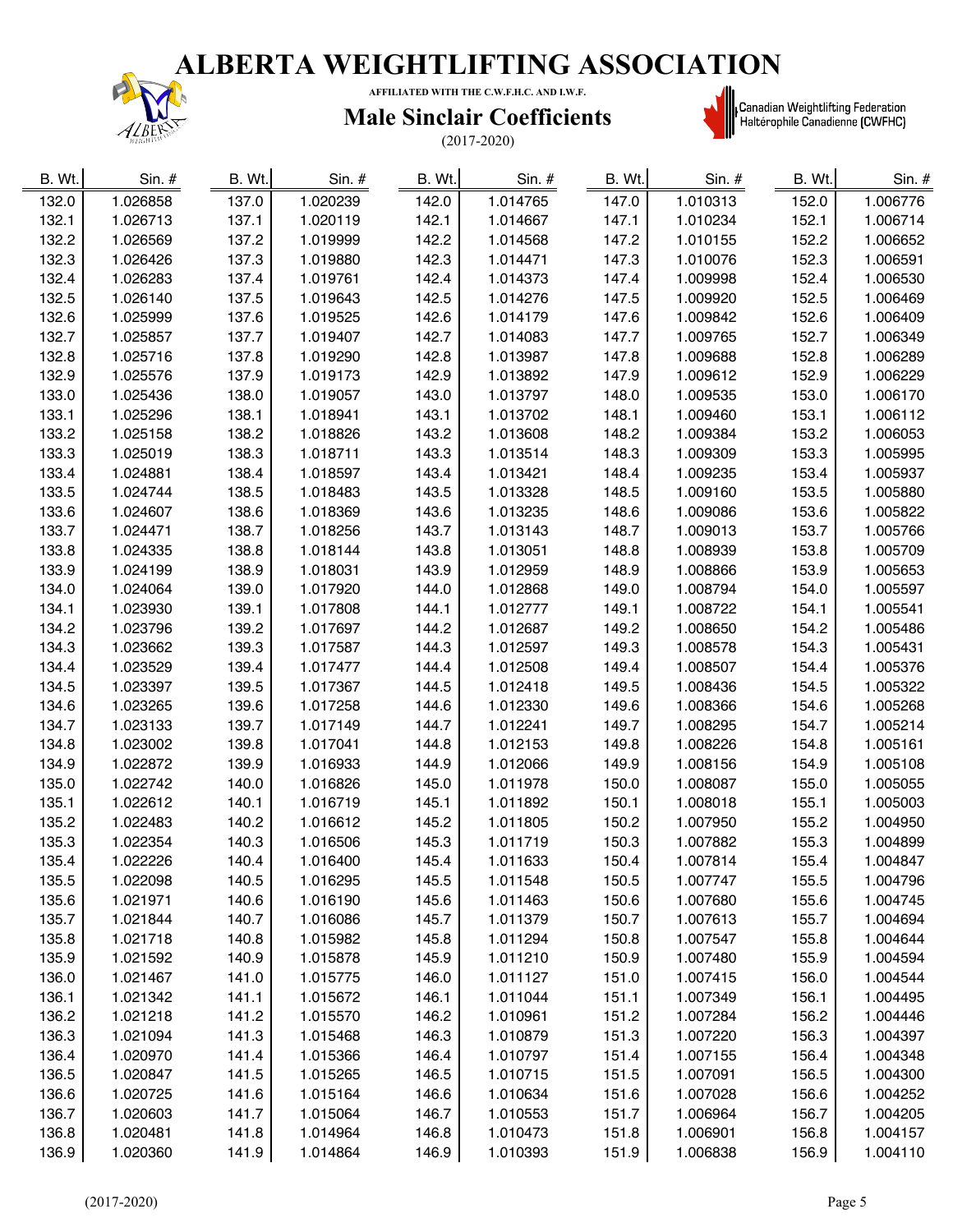# ALBERTA WEIGHTLIFTING ASSOCIATION

AFFILIATED WITH THE C.W.F.H.C. AND I.W.F.

## Male Sinclair Coefficients

(2017-2020)

Canadian Weightlifting Federation
Haltérophile Canadienne (CWFHC)

| B. Wt. | Sin. # | B. Wt. | Sin. # | B. Wt. | Sin. # | B. Wt. | Sin. # | B. Wt. | Sin. # |
|---|---|---|---|---|---|---|---|---|---|
| 132.0 | 1.026858 | 137.0 | 1.020239 | 142.0 | 1.014765 | 147.0 | 1.010313 | 152.0 | 1.006776 |
| 132.1 | 1.026713 | 137.1 | 1.020119 | 142.1 | 1.014667 | 147.1 | 1.010234 | 152.1 | 1.006714 |
| 132.2 | 1.026569 | 137.2 | 1.019999 | 142.2 | 1.014568 | 147.2 | 1.010155 | 152.2 | 1.006652 |
| 132.3 | 1.026426 | 137.3 | 1.019880 | 142.3 | 1.014471 | 147.3 | 1.010076 | 152.3 | 1.006591 |
| 132.4 | 1.026283 | 137.4 | 1.019761 | 142.4 | 1.014373 | 147.4 | 1.009998 | 152.4 | 1.006530 |
| 132.5 | 1.026140 | 137.5 | 1.019643 | 142.5 | 1.014276 | 147.5 | 1.009920 | 152.5 | 1.006469 |
| 132.6 | 1.025999 | 137.6 | 1.019525 | 142.6 | 1.014179 | 147.6 | 1.009842 | 152.6 | 1.006409 |
| 132.7 | 1.025857 | 137.7 | 1.019407 | 142.7 | 1.014083 | 147.7 | 1.009765 | 152.7 | 1.006349 |
| 132.8 | 1.025716 | 137.8 | 1.019290 | 142.8 | 1.013987 | 147.8 | 1.009688 | 152.8 | 1.006289 |
| 132.9 | 1.025576 | 137.9 | 1.019173 | 142.9 | 1.013892 | 147.9 | 1.009612 | 152.9 | 1.006229 |
| 133.0 | 1.025436 | 138.0 | 1.019057 | 143.0 | 1.013797 | 148.0 | 1.009535 | 153.0 | 1.006170 |
| 133.1 | 1.025296 | 138.1 | 1.018941 | 143.1 | 1.013702 | 148.1 | 1.009460 | 153.1 | 1.006112 |
| 133.2 | 1.025158 | 138.2 | 1.018826 | 143.2 | 1.013608 | 148.2 | 1.009384 | 153.2 | 1.006053 |
| 133.3 | 1.025019 | 138.3 | 1.018711 | 143.3 | 1.013514 | 148.3 | 1.009309 | 153.3 | 1.005995 |
| 133.4 | 1.024881 | 138.4 | 1.018597 | 143.4 | 1.013421 | 148.4 | 1.009235 | 153.4 | 1.005937 |
| 133.5 | 1.024744 | 138.5 | 1.018483 | 143.5 | 1.013328 | 148.5 | 1.009160 | 153.5 | 1.005880 |
| 133.6 | 1.024607 | 138.6 | 1.018369 | 143.6 | 1.013235 | 148.6 | 1.009086 | 153.6 | 1.005822 |
| 133.7 | 1.024471 | 138.7 | 1.018256 | 143.7 | 1.013143 | 148.7 | 1.009013 | 153.7 | 1.005766 |
| 133.8 | 1.024335 | 138.8 | 1.018144 | 143.8 | 1.013051 | 148.8 | 1.008939 | 153.8 | 1.005709 |
| 133.9 | 1.024199 | 138.9 | 1.018031 | 143.9 | 1.012959 | 148.9 | 1.008866 | 153.9 | 1.005653 |
| 134.0 | 1.024064 | 139.0 | 1.017920 | 144.0 | 1.012868 | 149.0 | 1.008794 | 154.0 | 1.005597 |
| 134.1 | 1.023930 | 139.1 | 1.017808 | 144.1 | 1.012777 | 149.1 | 1.008722 | 154.1 | 1.005541 |
| 134.2 | 1.023796 | 139.2 | 1.017697 | 144.2 | 1.012687 | 149.2 | 1.008650 | 154.2 | 1.005486 |
| 134.3 | 1.023662 | 139.3 | 1.017587 | 144.3 | 1.012597 | 149.3 | 1.008578 | 154.3 | 1.005431 |
| 134.4 | 1.023529 | 139.4 | 1.017477 | 144.4 | 1.012508 | 149.4 | 1.008507 | 154.4 | 1.005376 |
| 134.5 | 1.023397 | 139.5 | 1.017367 | 144.5 | 1.012418 | 149.5 | 1.008436 | 154.5 | 1.005322 |
| 134.6 | 1.023265 | 139.6 | 1.017258 | 144.6 | 1.012330 | 149.6 | 1.008366 | 154.6 | 1.005268 |
| 134.7 | 1.023133 | 139.7 | 1.017149 | 144.7 | 1.012241 | 149.7 | 1.008295 | 154.7 | 1.005214 |
| 134.8 | 1.023002 | 139.8 | 1.017041 | 144.8 | 1.012153 | 149.8 | 1.008226 | 154.8 | 1.005161 |
| 134.9 | 1.022872 | 139.9 | 1.016933 | 144.9 | 1.012066 | 149.9 | 1.008156 | 154.9 | 1.005108 |
| 135.0 | 1.022742 | 140.0 | 1.016826 | 145.0 | 1.011978 | 150.0 | 1.008087 | 155.0 | 1.005055 |
| 135.1 | 1.022612 | 140.1 | 1.016719 | 145.1 | 1.011892 | 150.1 | 1.008018 | 155.1 | 1.005003 |
| 135.2 | 1.022483 | 140.2 | 1.016612 | 145.2 | 1.011805 | 150.2 | 1.007950 | 155.2 | 1.004950 |
| 135.3 | 1.022354 | 140.3 | 1.016506 | 145.3 | 1.011719 | 150.3 | 1.007882 | 155.3 | 1.004899 |
| 135.4 | 1.022226 | 140.4 | 1.016400 | 145.4 | 1.011633 | 150.4 | 1.007814 | 155.4 | 1.004847 |
| 135.5 | 1.022098 | 140.5 | 1.016295 | 145.5 | 1.011548 | 150.5 | 1.007747 | 155.5 | 1.004796 |
| 135.6 | 1.021971 | 140.6 | 1.016190 | 145.6 | 1.011463 | 150.6 | 1.007680 | 155.6 | 1.004745 |
| 135.7 | 1.021844 | 140.7 | 1.016086 | 145.7 | 1.011379 | 150.7 | 1.007613 | 155.7 | 1.004694 |
| 135.8 | 1.021718 | 140.8 | 1.015982 | 145.8 | 1.011294 | 150.8 | 1.007547 | 155.8 | 1.004644 |
| 135.9 | 1.021592 | 140.9 | 1.015878 | 145.9 | 1.011210 | 150.9 | 1.007480 | 155.9 | 1.004594 |
| 136.0 | 1.021467 | 141.0 | 1.015775 | 146.0 | 1.011127 | 151.0 | 1.007415 | 156.0 | 1.004544 |
| 136.1 | 1.021342 | 141.1 | 1.015672 | 146.1 | 1.011044 | 151.1 | 1.007349 | 156.1 | 1.004495 |
| 136.2 | 1.021218 | 141.2 | 1.015570 | 146.2 | 1.010961 | 151.2 | 1.007284 | 156.2 | 1.004446 |
| 136.3 | 1.021094 | 141.3 | 1.015468 | 146.3 | 1.010879 | 151.3 | 1.007220 | 156.3 | 1.004397 |
| 136.4 | 1.020970 | 141.4 | 1.015366 | 146.4 | 1.010797 | 151.4 | 1.007155 | 156.4 | 1.004348 |
| 136.5 | 1.020847 | 141.5 | 1.015265 | 146.5 | 1.010715 | 151.5 | 1.007091 | 156.5 | 1.004300 |
| 136.6 | 1.020725 | 141.6 | 1.015164 | 146.6 | 1.010634 | 151.6 | 1.007028 | 156.6 | 1.004252 |
| 136.7 | 1.020603 | 141.7 | 1.015064 | 146.7 | 1.010553 | 151.7 | 1.006964 | 156.7 | 1.004205 |
| 136.8 | 1.020481 | 141.8 | 1.014964 | 146.8 | 1.010473 | 151.8 | 1.006901 | 156.8 | 1.004157 |
| 136.9 | 1.020360 | 141.9 | 1.014864 | 146.9 | 1.010393 | 151.9 | 1.006838 | 156.9 | 1.004110 |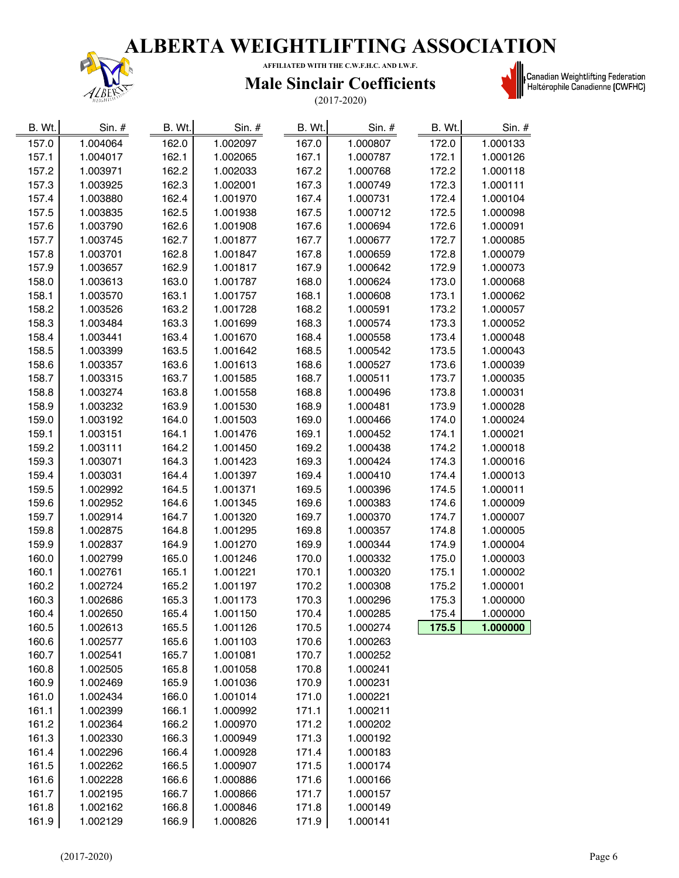# ALBERTA WEIGHTLIFTING ASSOCIATION

AFFILIATED WITH THE C.W.F.H.C. AND I.W.F.

## Male Sinclair Coefficients

(2017-2020)

Canadian Weightlifting Federation
Haltérophile Canadienne (CWFHC)

| B. Wt. | Sin. # | B. Wt. | Sin. # | B. Wt. | Sin. # | B. Wt. | Sin. # |
|---|---|---|---|---|---|---|---|
| 157.0 | 1.004064 | 162.0 | 1.002097 | 167.0 | 1.000807 | 172.0 | 1.000133 |
| 157.1 | 1.004017 | 162.1 | 1.002065 | 167.1 | 1.000787 | 172.1 | 1.000126 |
| 157.2 | 1.003971 | 162.2 | 1.002033 | 167.2 | 1.000768 | 172.2 | 1.000118 |
| 157.3 | 1.003925 | 162.3 | 1.002001 | 167.3 | 1.000749 | 172.3 | 1.000111 |
| 157.4 | 1.003880 | 162.4 | 1.001970 | 167.4 | 1.000731 | 172.4 | 1.000104 |
| 157.5 | 1.003835 | 162.5 | 1.001938 | 167.5 | 1.000712 | 172.5 | 1.000098 |
| 157.6 | 1.003790 | 162.6 | 1.001908 | 167.6 | 1.000694 | 172.6 | 1.000091 |
| 157.7 | 1.003745 | 162.7 | 1.001877 | 167.7 | 1.000677 | 172.7 | 1.000085 |
| 157.8 | 1.003701 | 162.8 | 1.001847 | 167.8 | 1.000659 | 172.8 | 1.000079 |
| 157.9 | 1.003657 | 162.9 | 1.001817 | 167.9 | 1.000642 | 172.9 | 1.000073 |
| 158.0 | 1.003613 | 163.0 | 1.001787 | 168.0 | 1.000624 | 173.0 | 1.000068 |
| 158.1 | 1.003570 | 163.1 | 1.001757 | 168.1 | 1.000608 | 173.1 | 1.000062 |
| 158.2 | 1.003526 | 163.2 | 1.001728 | 168.2 | 1.000591 | 173.2 | 1.000057 |
| 158.3 | 1.003484 | 163.3 | 1.001699 | 168.3 | 1.000574 | 173.3 | 1.000052 |
| 158.4 | 1.003441 | 163.4 | 1.001670 | 168.4 | 1.000558 | 173.4 | 1.000048 |
| 158.5 | 1.003399 | 163.5 | 1.001642 | 168.5 | 1.000542 | 173.5 | 1.000043 |
| 158.6 | 1.003357 | 163.6 | 1.001613 | 168.6 | 1.000527 | 173.6 | 1.000039 |
| 158.7 | 1.003315 | 163.7 | 1.001585 | 168.7 | 1.000511 | 173.7 | 1.000035 |
| 158.8 | 1.003274 | 163.8 | 1.001558 | 168.8 | 1.000496 | 173.8 | 1.000031 |
| 158.9 | 1.003232 | 163.9 | 1.001530 | 168.9 | 1.000481 | 173.9 | 1.000028 |
| 159.0 | 1.003192 | 164.0 | 1.001503 | 169.0 | 1.000466 | 174.0 | 1.000024 |
| 159.1 | 1.003151 | 164.1 | 1.001476 | 169.1 | 1.000452 | 174.1 | 1.000021 |
| 159.2 | 1.003111 | 164.2 | 1.001450 | 169.2 | 1.000438 | 174.2 | 1.000018 |
| 159.3 | 1.003071 | 164.3 | 1.001423 | 169.3 | 1.000424 | 174.3 | 1.000016 |
| 159.4 | 1.003031 | 164.4 | 1.001397 | 169.4 | 1.000410 | 174.4 | 1.000013 |
| 159.5 | 1.002992 | 164.5 | 1.001371 | 169.5 | 1.000396 | 174.5 | 1.000011 |
| 159.6 | 1.002952 | 164.6 | 1.001345 | 169.6 | 1.000383 | 174.6 | 1.000009 |
| 159.7 | 1.002914 | 164.7 | 1.001320 | 169.7 | 1.000370 | 174.7 | 1.000007 |
| 159.8 | 1.002875 | 164.8 | 1.001295 | 169.8 | 1.000357 | 174.8 | 1.000005 |
| 159.9 | 1.002837 | 164.9 | 1.001270 | 169.9 | 1.000344 | 174.9 | 1.000004 |
| 160.0 | 1.002799 | 165.0 | 1.001246 | 170.0 | 1.000332 | 175.0 | 1.000003 |
| 160.1 | 1.002761 | 165.1 | 1.001221 | 170.1 | 1.000320 | 175.1 | 1.000002 |
| 160.2 | 1.002724 | 165.2 | 1.001197 | 170.2 | 1.000308 | 175.2 | 1.000001 |
| 160.3 | 1.002686 | 165.3 | 1.001173 | 170.3 | 1.000296 | 175.3 | 1.000000 |
| 160.4 | 1.002650 | 165.4 | 1.001150 | 170.4 | 1.000285 | 175.4 | 1.000000 |
| 160.5 | 1.002613 | 165.5 | 1.001126 | 170.5 | 1.000274 | **175.5** | **1.000000** |
| 160.6 | 1.002577 | 165.6 | 1.001103 | 170.6 | 1.000263 | | |
| 160.7 | 1.002541 | 165.7 | 1.001081 | 170.7 | 1.000252 | | |
| 160.8 | 1.002505 | 165.8 | 1.001058 | 170.8 | 1.000241 | | |
| 160.9 | 1.002469 | 165.9 | 1.001036 | 170.9 | 1.000231 | | |
| 161.0 | 1.002434 | 166.0 | 1.001014 | 171.0 | 1.000221 | | |
| 161.1 | 1.002399 | 166.1 | 1.000992 | 171.1 | 1.000211 | | |
| 161.2 | 1.002364 | 166.2 | 1.000970 | 171.2 | 1.000202 | | |
| 161.3 | 1.002330 | 166.3 | 1.000949 | 171.3 | 1.000192 | | |
| 161.4 | 1.002296 | 166.4 | 1.000928 | 171.4 | 1.000183 | | |
| 161.5 | 1.002262 | 166.5 | 1.000907 | 171.5 | 1.000174 | | |
| 161.6 | 1.002228 | 166.6 | 1.000886 | 171.6 | 1.000166 | | |
| 161.7 | 1.002195 | 166.7 | 1.000866 | 171.7 | 1.000157 | | |
| 161.8 | 1.002162 | 166.8 | 1.000846 | 171.8 | 1.000149 | | |
| 161.9 | 1.002129 | 166.9 | 1.000826 | 171.9 | 1.000141 | | |